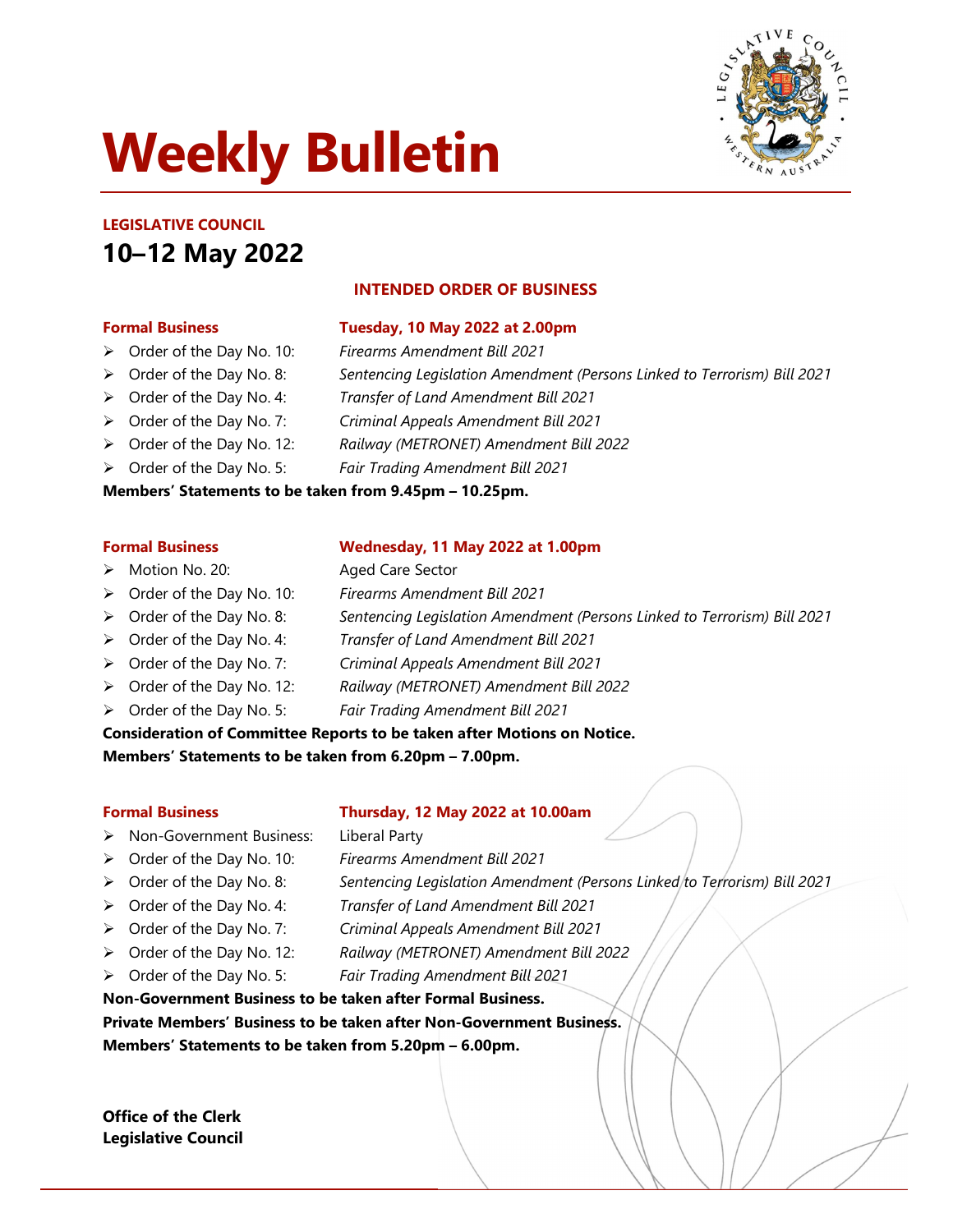# Weekly Bulletin

**LEGISLATIVE COUNCIL**

## 10–12 May 2022

### INTENDED ORDER OF BUSINESS

**Formal Business** — **Tuesday, 10 May 2022 at 2.00pm**

- Order of the Day No. 10: *Firearms Amendment Bill 2021*
- Order of the Day No. 8: *Sentencing Legislation Amendment (Persons Linked to Terrorism) Bill 2021*
- Order of the Day No. 4: *Transfer of Land Amendment Bill 2021*
- Order of the Day No. 7: *Criminal Appeals Amendment Bill 2021*
- Order of the Day No. 12: *Railway (METRONET) Amendment Bill 2022*
- Order of the Day No. 5: *Fair Trading Amendment Bill 2021*

**Members' Statements to be taken from 9.45pm – 10.25pm.**

**Formal Business** — **Wednesday, 11 May 2022 at 1.00pm**

- Motion No. 20: Aged Care Sector
- Order of the Day No. 10: *Firearms Amendment Bill 2021*
- Order of the Day No. 8: *Sentencing Legislation Amendment (Persons Linked to Terrorism) Bill 2021*
- Order of the Day No. 4: *Transfer of Land Amendment Bill 2021*
- Order of the Day No. 7: *Criminal Appeals Amendment Bill 2021*
- Order of the Day No. 12: *Railway (METRONET) Amendment Bill 2022*
- Order of the Day No. 5: *Fair Trading Amendment Bill 2021*

**Consideration of Committee Reports to be taken after Motions on Notice.**
**Members' Statements to be taken from 6.20pm – 7.00pm.**

**Formal Business** — **Thursday, 12 May 2022 at 10.00am**

- Non-Government Business: Liberal Party
- Order of the Day No. 10: *Firearms Amendment Bill 2021*
- Order of the Day No. 8: *Sentencing Legislation Amendment (Persons Linked to Terrorism) Bill 2021*
- Order of the Day No. 4: *Transfer of Land Amendment Bill 2021*
- Order of the Day No. 7: *Criminal Appeals Amendment Bill 2021*
- Order of the Day No. 12: *Railway (METRONET) Amendment Bill 2022*
- Order of the Day No. 5: *Fair Trading Amendment Bill 2021*

**Non-Government Business to be taken after Formal Business.**
**Private Members' Business to be taken after Non-Government Business.**
**Members' Statements to be taken from 5.20pm – 6.00pm.**

**Office of the Clerk**
**Legislative Council**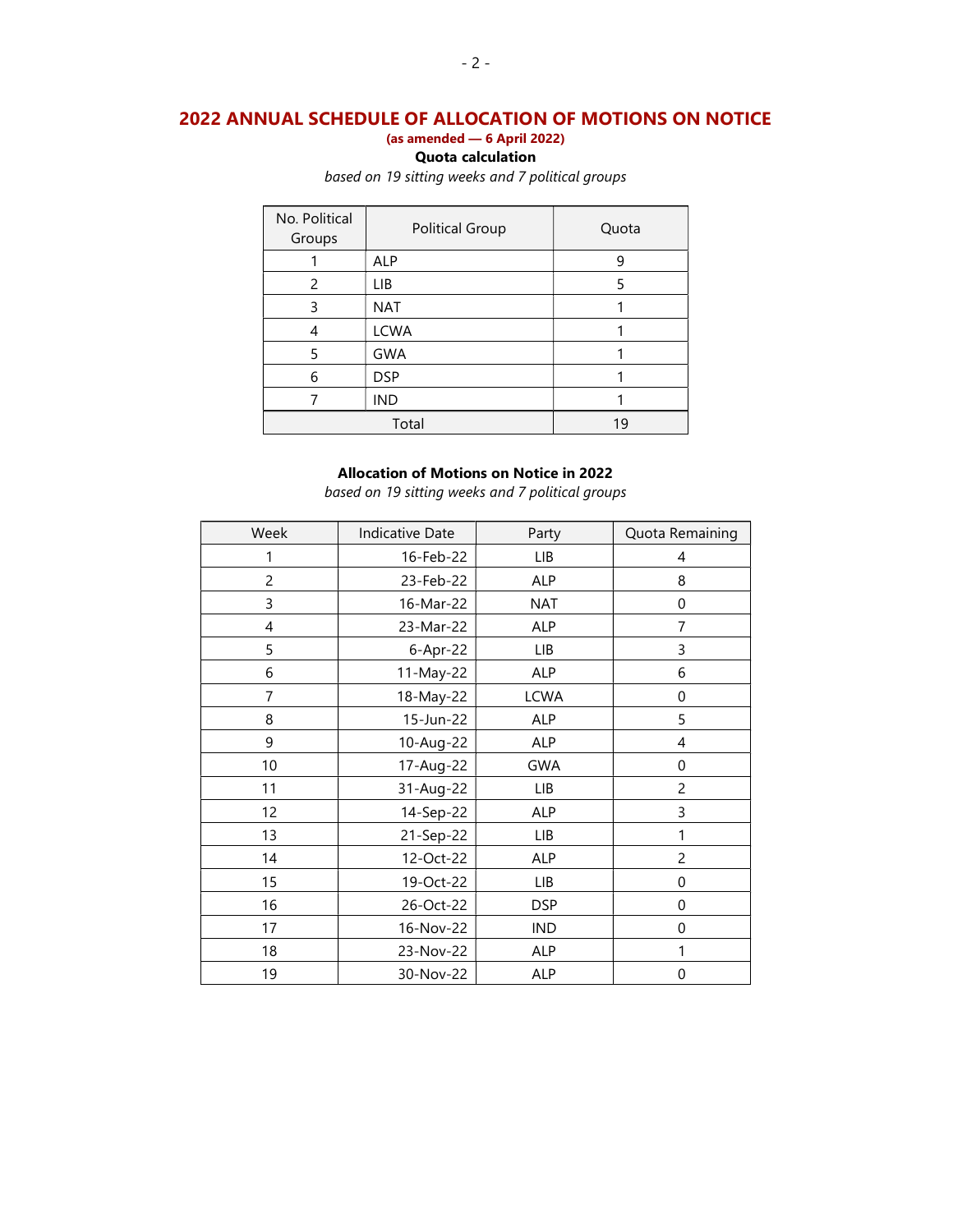## 2022 ANNUAL SCHEDULE OF ALLOCATION OF MOTIONS ON NOTICE

**(as amended — 6 April 2022)**

**Quota calculation**

*based on 19 sitting weeks and 7 political groups*

| No. Political Groups | Political Group | Quota |
|---|---|---|
| 1 | ALP | 9 |
| 2 | LIB | 5 |
| 3 | NAT | 1 |
| 4 | LCWA | 1 |
| 5 | GWA | 1 |
| 6 | DSP | 1 |
| 7 | IND | 1 |
| Total | | 19 |

**Allocation of Motions on Notice in 2022**

*based on 19 sitting weeks and 7 political groups*

| Week | Indicative Date | Party | Quota Remaining |
|---|---|---|---|
| 1 | 16-Feb-22 | LIB | 4 |
| 2 | 23-Feb-22 | ALP | 8 |
| 3 | 16-Mar-22 | NAT | 0 |
| 4 | 23-Mar-22 | ALP | 7 |
| 5 | 6-Apr-22 | LIB | 3 |
| 6 | 11-May-22 | ALP | 6 |
| 7 | 18-May-22 | LCWA | 0 |
| 8 | 15-Jun-22 | ALP | 5 |
| 9 | 10-Aug-22 | ALP | 4 |
| 10 | 17-Aug-22 | GWA | 0 |
| 11 | 31-Aug-22 | LIB | 2 |
| 12 | 14-Sep-22 | ALP | 3 |
| 13 | 21-Sep-22 | LIB | 1 |
| 14 | 12-Oct-22 | ALP | 2 |
| 15 | 19-Oct-22 | LIB | 0 |
| 16 | 26-Oct-22 | DSP | 0 |
| 17 | 16-Nov-22 | IND | 0 |
| 18 | 23-Nov-22 | ALP | 1 |
| 19 | 30-Nov-22 | ALP | 0 |